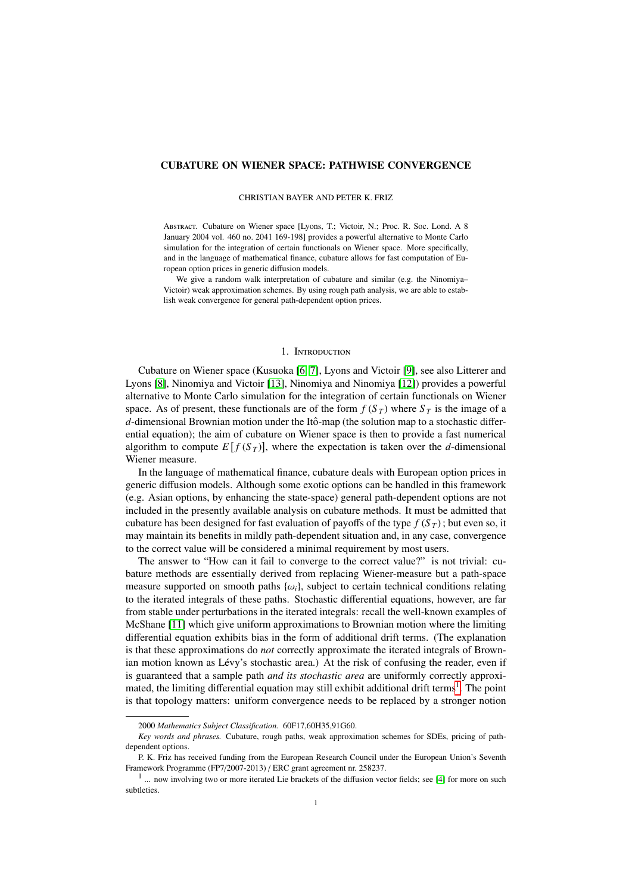# CUBATURE ON WIENER SPACE: PATHWISE CONVERGENCE

CHRISTIAN BAYER AND PETER K. FRIZ

Abstract. Cubature on Wiener space [Lyons, T.; Victoir, N.; Proc. R. Soc. Lond. A 8 January 2004 vol. 460 no. 2041 169-198] provides a powerful alternative to Monte Carlo simulation for the integration of certain functionals on Wiener space. More specifically, and in the language of mathematical finance, cubature allows for fast computation of European option prices in generic diffusion models.

We give a random walk interpretation of cubature and similar (e.g. the Ninomiya–Victoir) weak approximation schemes. By using rough path analysis, we are able to establish weak convergence for general path-dependent option prices.

## 1. Introduction

Cubature on Wiener space (Kusuoka [6, 7], Lyons and Victoir [9], see also Litterer and Lyons [8], Ninomiya and Victoir [13], Ninomiya and Ninomiya [12]) provides a powerful alternative to Monte Carlo simulation for the integration of certain functionals on Wiener space. As of present, these functionals are of the form $f(S_T)$ where $S_T$ is the image of a $d$-dimensional Brownian motion under the Itô-map (the solution map to a stochastic differential equation); the aim of cubature on Wiener space is then to provide a fast numerical algorithm to compute $E[f(S_T)]$, where the expectation is taken over the $d$-dimensional Wiener measure.

In the language of mathematical finance, cubature deals with European option prices in generic diffusion models. Although some exotic options can be handled in this framework (e.g. Asian options, by enhancing the state-space) general path-dependent options are not included in the presently available analysis on cubature methods. It must be admitted that cubature has been designed for fast evaluation of payoffs of the type $f(S_T)$; but even so, it may maintain its benefits in mildly path-dependent situation and, in any case, convergence to the correct value will be considered a minimal requirement by most users.

The answer to "How can it fail to converge to the correct value?" is not trivial: cubature methods are essentially derived from replacing Wiener-measure but a path-space measure supported on smooth paths $\{\omega_i\}$, subject to certain technical conditions relating to the iterated integrals of these paths. Stochastic differential equations, however, are far from stable under perturbations in the iterated integrals: recall the well-known examples of McShane [11] which give uniform approximations to Brownian motion where the limiting differential equation exhibits bias in the form of additional drift terms. (The explanation is that these approximations do *not* correctly approximate the iterated integrals of Brownian motion known as Lévy's stochastic area.) At the risk of confusing the reader, even if is guaranteed that a sample path *and its stochastic area* are uniformly correctly approximated, the limiting differential equation may still exhibit additional drift terms[1]. The point is that topology matters: uniform convergence needs to be replaced by a stronger notion

---

2000 *Mathematics Subject Classification.* 60F17,60H35,91G60.

*Key words and phrases.* Cubature, rough paths, weak approximation schemes for SDEs, pricing of path-dependent options.

P. K. Friz has received funding from the European Research Council under the European Union's Seventh Framework Programme (FP7/2007-2013) / ERC grant agreement nr. 258237.

[1] ... now involving two or more iterated Lie brackets of the diffusion vector fields; see [4] for more on such subtleties.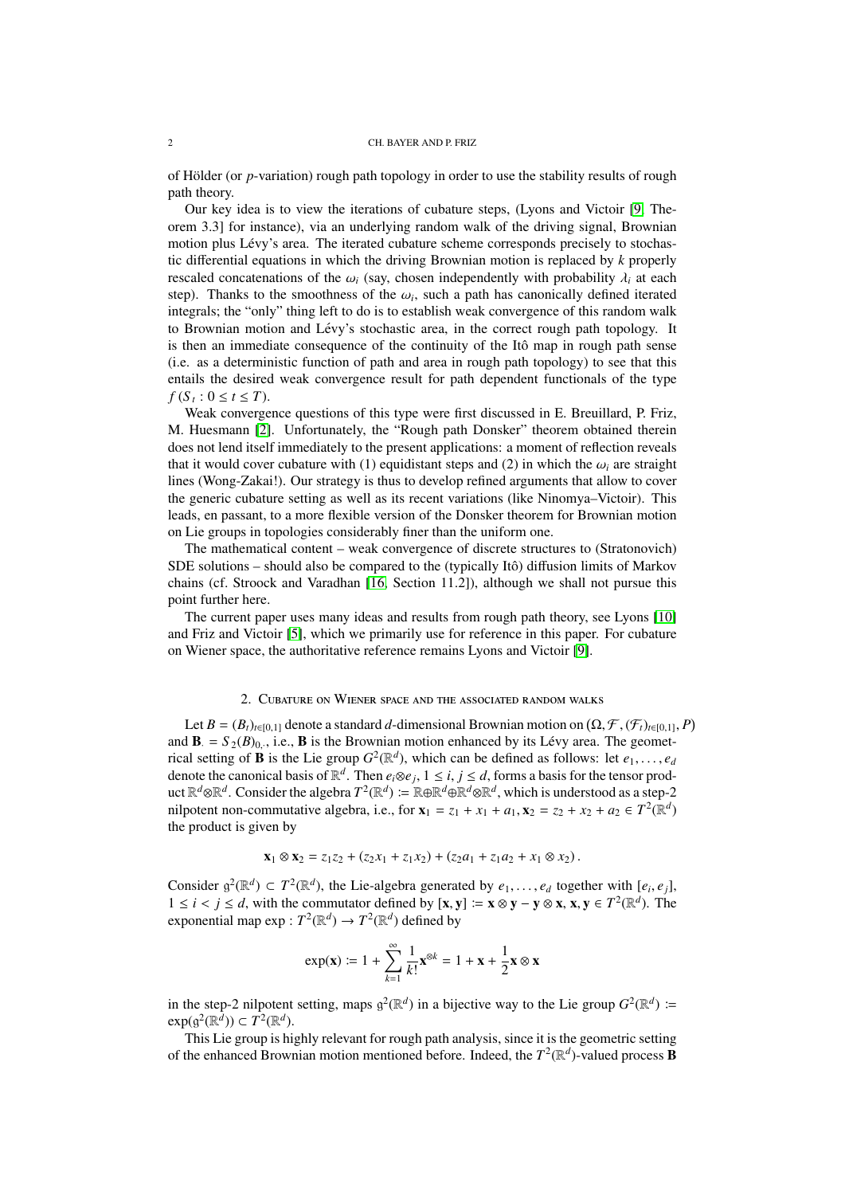of Hölder (or $p$-variation) rough path topology in order to use the stability results of rough path theory.

Our key idea is to view the iterations of cubature steps, (Lyons and Victoir [9, Theorem 3.3] for instance), via an underlying random walk of the driving signal, Brownian motion plus Lévy's area. The iterated cubature scheme corresponds precisely to stochastic differential equations in which the driving Brownian motion is replaced by $k$ properly rescaled concatenations of the $\omega_i$ (say, chosen independently with probability $\lambda_i$ at each step). Thanks to the smoothness of the $\omega_i$, such a path has canonically defined iterated integrals; the "only" thing left to do is to establish weak convergence of this random walk to Brownian motion and Lévy's stochastic area, in the correct rough path topology. It is then an immediate consequence of the continuity of the Itô map in rough path sense (i.e. as a deterministic function of path and area in rough path topology) to see that this entails the desired weak convergence result for path dependent functionals of the type $f(S_t : 0 \le t \le T)$.

Weak convergence questions of this type were first discussed in E. Breuillard, P. Friz, M. Huesmann [2]. Unfortunately, the "Rough path Donsker" theorem obtained therein does not lend itself immediately to the present applications: a moment of reflection reveals that it would cover cubature with (1) equidistant steps and (2) in which the $\omega_i$ are straight lines (Wong-Zakai!). Our strategy is thus to develop refined arguments that allow to cover the generic cubature setting as well as its recent variations (like Ninomya–Victoir). This leads, en passant, to a more flexible version of the Donsker theorem for Brownian motion on Lie groups in topologies considerably finer than the uniform one.

The mathematical content – weak convergence of discrete structures to (Stratonovich) SDE solutions – should also be compared to the (typically Itô) diffusion limits of Markov chains (cf. Stroock and Varadhan [16, Section 11.2]), although we shall not pursue this point further here.

The current paper uses many ideas and results from rough path theory, see Lyons [10] and Friz and Victoir [5], which we primarily use for reference in this paper. For cubature on Wiener space, the authoritative reference remains Lyons and Victoir [9].

## 2. Cubature on Wiener space and the associated random walks

Let $B = (B_t)_{t\in[0,1]}$ denote a standard $d$-dimensional Brownian motion on $(\Omega, \mathcal{F}, (\mathcal{F}_t)_{t\in[0,1]}, P)$ and $\mathbf{B}_\cdot = S_2(B)_{0,\cdot}$, i.e., $\mathbf{B}$ is the Brownian motion enhanced by its Lévy area. The geometrical setting of $\mathbf{B}$ is the Lie group $G^2(\mathbb{R}^d)$, which can be defined as follows: let $e_1, \dots, e_d$ denote the canonical basis of $\mathbb{R}^d$. Then $e_i \otimes e_j$, $1 \le i, j \le d$, forms a basis for the tensor product $\mathbb{R}^d \otimes \mathbb{R}^d$. Consider the algebra $T^2(\mathbb{R}^d) := \mathbb{R} \oplus \mathbb{R}^d \oplus \mathbb{R}^d \otimes \mathbb{R}^d$, which is understood as a step-2 nilpotent non-commutative algebra, i.e., for $\mathbf{x}_1 = z_1 + x_1 + a_1, \mathbf{x}_2 = z_2 + x_2 + a_2 \in T^2(\mathbb{R}^d)$ the product is given by

$$\mathbf{x}_1 \otimes \mathbf{x}_2 = z_1 z_2 + (z_2 x_1 + z_1 x_2) + (z_2 a_1 + z_1 a_2 + x_1 \otimes x_2).$$

Consider $\mathfrak{g}^2(\mathbb{R}^d) \subset T^2(\mathbb{R}^d)$, the Lie-algebra generated by $e_1, \dots, e_d$ together with $[e_i, e_j]$, $1 \le i < j \le d$, with the commutator defined by $[\mathbf{x}, \mathbf{y}] := \mathbf{x} \otimes \mathbf{y} - \mathbf{y} \otimes \mathbf{x}$, $\mathbf{x}, \mathbf{y} \in T^2(\mathbb{R}^d)$. The exponential map $\exp : T^2(\mathbb{R}^d) \to T^2(\mathbb{R}^d)$ defined by

$$\exp(\mathbf{x}) := 1 + \sum_{k=1}^{\infty} \frac{1}{k!} \mathbf{x}^{\otimes k} = 1 + \mathbf{x} + \frac{1}{2} \mathbf{x} \otimes \mathbf{x}$$

in the step-2 nilpotent setting, maps $\mathfrak{g}^2(\mathbb{R}^d)$ in a bijective way to the Lie group $G^2(\mathbb{R}^d) := \exp(\mathfrak{g}^2(\mathbb{R}^d)) \subset T^2(\mathbb{R}^d)$.

This Lie group is highly relevant for rough path analysis, since it is the geometric setting of the enhanced Brownian motion mentioned before. Indeed, the $T^2(\mathbb{R}^d)$-valued process $\mathbf{B}$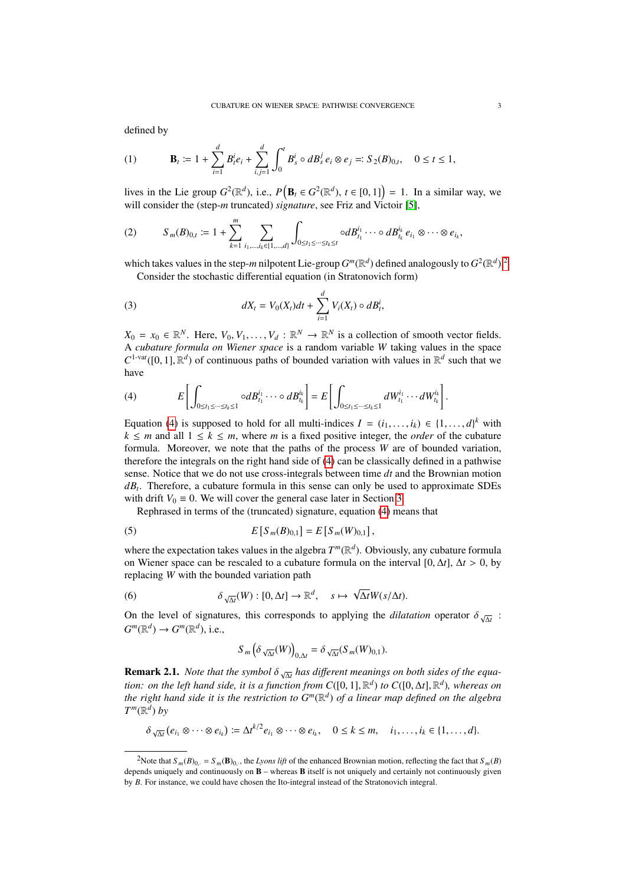defined by

$$\mathbf{B}_t := 1 + \sum_{i=1}^d B_t^i e_i + \sum_{i,j=1}^d \int_0^t B_s^i \circ dB_s^j \, e_i \otimes e_j =: S_2(B)_{0,t}, \quad 0 \le t \le 1, \tag{1}$$

lives in the Lie group $G^2(\mathbb{R}^d)$, i.e., $P\left(\mathbf{B}_t \in G^2(\mathbb{R}^d),\ t \in [0,1]\right) = 1$. In a similar way, we will consider the (step-$m$ truncated) *signature*, see Friz and Victoir [5],

$$S_m(B)_{0,t} := 1 + \sum_{k=1}^m \sum_{i_1,\dots,i_k \in \{1,\dots,d\}} \int_{0 \le t_1 \le \cdots \le t_k \le t} \circ dB_{t_1}^{i_1} \cdots \circ dB_{t_k}^{i_k} \, e_{i_1} \otimes \cdots \otimes e_{i_k}, \tag{2}$$

which takes values in the step-$m$ nilpotent Lie-group $G^m(\mathbb{R}^d)$ defined analogously to $G^2(\mathbb{R}^d)$.[2]

Consider the stochastic differential equation (in Stratonovich form)

$$dX_t = V_0(X_t)dt + \sum_{i=1}^d V_i(X_t) \circ dB_t^i, \tag{3}$$

$X_0 = x_0 \in \mathbb{R}^N$. Here, $V_0, V_1, \dots, V_d : \mathbb{R}^N \to \mathbb{R}^N$ is a collection of smooth vector fields. A *cubature formula on Wiener space* is a random variable $W$ taking values in the space $C^{1\text{-var}}([0,1], \mathbb{R}^d)$ of continuous paths of bounded variation with values in $\mathbb{R}^d$ such that we have

$$E\left[\int_{0 \le t_1 \le \cdots \le t_k \le 1} \circ dB_{t_1}^{i_1} \cdots \circ dB_{t_k}^{i_k}\right] = E\left[\int_{0 \le t_1 \le \cdots \le t_k \le 1} dW_{t_1}^{i_1} \cdots dW_{t_k}^{i_k}\right]. \tag{4}$$

Equation (4) is supposed to hold for all multi-indices $I = (i_1, \dots, i_k) \in \{1, \dots, d\}^k$ with $k \le m$ and all $1 \le k \le m$, where $m$ is a fixed positive integer, the *order* of the cubature formula. Moreover, we note that the paths of the process $W$ are of bounded variation, therefore the integrals on the right hand side of (4) can be classically defined in a pathwise sense. Notice that we do not use cross-integrals between time $dt$ and the Brownian motion $dB_t$. Therefore, a cubature formula in this sense can only be used to approximate SDEs with drift $V_0 \equiv 0$. We will cover the general case later in Section 3.

Rephrased in terms of the (truncated) signature, equation (4) means that

$$E\left[S_m(B)_{0,1}\right] = E\left[S_m(W)_{0,1}\right], \tag{5}$$

where the expectation takes values in the algebra $T^m(\mathbb{R}^d)$. Obviously, any cubature formula on Wiener space can be rescaled to a cubature formula on the interval $[0, \Delta t]$, $\Delta t > 0$, by replacing $W$ with the bounded variation path

$$\delta_{\sqrt{\Delta t}}(W) : [0, \Delta t] \to \mathbb{R}^d, \quad s \mapsto \sqrt{\Delta t} W(s/\Delta t). \tag{6}$$

On the level of signatures, this corresponds to applying the *dilatation* operator $\delta_{\sqrt{\Delta t}} : G^m(\mathbb{R}^d) \to G^m(\mathbb{R}^d)$, i.e.,

$$S_m\left(\delta_{\sqrt{\Delta t}}(W)\right)_{0,\Delta t} = \delta_{\sqrt{\Delta t}}(S_m(W)_{0,1}).$$

**Remark 2.1.** *Note that the symbol $\delta_{\sqrt{\Delta t}}$ has different meanings on both sides of the equation: on the left hand side, it is a function from $C([0,1], \mathbb{R}^d)$ to $C([0, \Delta t], \mathbb{R}^d)$, whereas on the right hand side it is the restriction to $G^m(\mathbb{R}^d)$ of a linear map defined on the algebra $T^m(\mathbb{R}^d)$ by*

$$\delta_{\sqrt{\Delta t}}(e_{i_1} \otimes \cdots \otimes e_{i_k}) := \Delta t^{k/2} e_{i_1} \otimes \cdots \otimes e_{i_k}, \quad 0 \le k \le m, \quad i_1, \dots, i_k \in \{1, \dots, d\}.$$

[2] Note that $S_m(B)_{0,\cdot} = S_m(\mathbf{B})_{0,\cdot}$, the *Lyons lift* of the enhanced Brownian motion, reflecting the fact that $S_m(B)$ depends uniquely and continuously on $\mathbf{B}$ – whereas $\mathbf{B}$ itself is not uniquely and certainly not continuously given by $B$. For instance, we could have chosen the Ito-integral instead of the Stratonovich integral.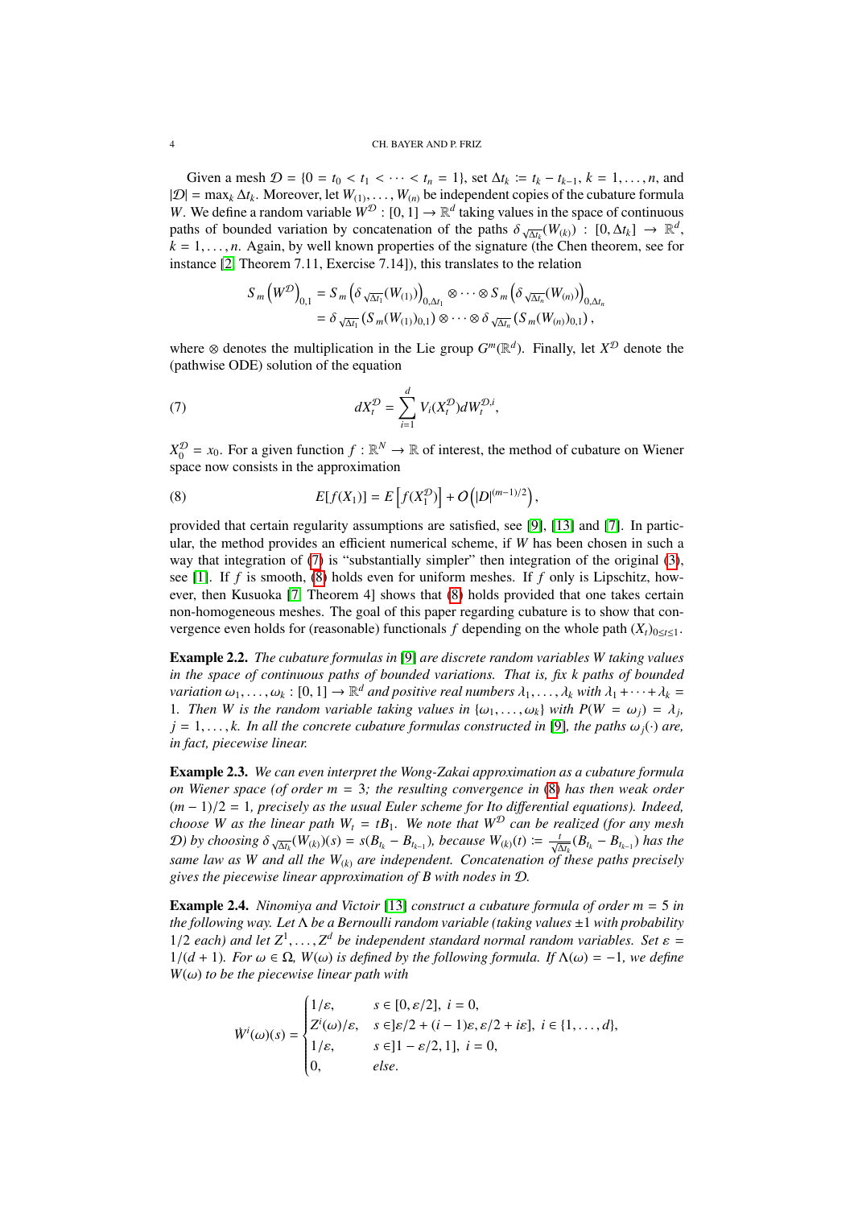Given a mesh $\mathcal{D} = \{0 = t_0 < t_1 < \cdots < t_n = 1\}$, set $\Delta t_k := t_k - t_{k-1}$, $k = 1, \ldots, n$, and $|\mathcal{D}| = \max_k \Delta t_k$. Moreover, let $W_{(1)}, \ldots, W_{(n)}$ be independent copies of the cubature formula $W$. We define a random variable $W^{\mathcal{D}} : [0,1] \to \mathbb{R}^d$ taking values in the space of continuous paths of bounded variation by concatenation of the paths $\delta_{\sqrt{\Delta t_k}}(W_{(k)}) : [0, \Delta t_k] \to \mathbb{R}^d$, $k = 1, \ldots, n$. Again, by well known properties of the signature (the Chen theorem, see for instance [2, Theorem 7.11, Exercise 7.14]), this translates to the relation

$$
\begin{aligned}
S_m\left(W^{\mathcal{D}}\right)_{0,1} &= S_m\left(\delta_{\sqrt{\Delta t_1}}(W_{(1)})\right)_{0,\Delta t_1} \otimes \cdots \otimes S_m\left(\delta_{\sqrt{\Delta t_n}}(W_{(n)})\right)_{0,\Delta t_n} \\
&= \delta_{\sqrt{\Delta t_1}}\left(S_m(W_{(1)})_{0,1}\right) \otimes \cdots \otimes \delta_{\sqrt{\Delta t_n}}\left(S_m(W_{(n)})_{0,1}\right),
\end{aligned}
$$

where $\otimes$ denotes the multiplication in the Lie group $G^m(\mathbb{R}^d)$. Finally, let $X^{\mathcal{D}}$ denote the (pathwise ODE) solution of the equation

$$
dX_t^{\mathcal{D}} = \sum_{i=1}^d V_i(X_t^{\mathcal{D}}) dW_t^{\mathcal{D},i}, \tag{7}
$$

$X_0^{\mathcal{D}} = x_0$. For a given function $f : \mathbb{R}^N \to \mathbb{R}$ of interest, the method of cubature on Wiener space now consists in the approximation

$$
E[f(X_1)] = E\left[f(X_1^{\mathcal{D}})\right] + O\left(|D|^{(m-1)/2}\right), \tag{8}
$$

provided that certain regularity assumptions are satisfied, see [9], [13] and [7]. In particular, the method provides an efficient numerical scheme, if $W$ has been chosen in such a way that integration of (7) is "substantially simpler" then integration of the original (3), see [1]. If $f$ is smooth, (8) holds even for uniform meshes. If $f$ only is Lipschitz, however, then Kusuoka [7, Theorem 4] shows that (8) holds provided that one takes certain non-homogeneous meshes. The goal of this paper regarding cubature is to show that convergence even holds for (reasonable) functionals $f$ depending on the whole path $(X_t)_{0 \le t \le 1}$.

**Example 2.2.** *The cubature formulas in [9] are discrete random variables $W$ taking values in the space of continuous paths of bounded variations. That is, fix $k$ paths of bounded variation $\omega_1, \ldots, \omega_k : [0,1] \to \mathbb{R}^d$ and positive real numbers $\lambda_1, \ldots, \lambda_k$ with $\lambda_1 + \cdots + \lambda_k = 1$. Then $W$ is the random variable taking values in $\{\omega_1, \ldots, \omega_k\}$ with $P(W = \omega_j) = \lambda_j$, $j = 1, \ldots, k$. In all the concrete cubature formulas constructed in [9], the paths $\omega_j(\cdot)$ are, in fact, piecewise linear.*

**Example 2.3.** *We can even interpret the Wong-Zakai approximation as a cubature formula on Wiener space (of order $m = 3$; the resulting convergence in (8) has then weak order $(m-1)/2 = 1$, precisely as the usual Euler scheme for Ito differential equations). Indeed, choose $W$ as the linear path $W_t = tB_1$. We note that $W^{\mathcal{D}}$ can be realized (for any mesh $\mathcal{D}$) by choosing $\delta_{\sqrt{\Delta t_k}}(W_{(k)})(s) = s(B_{t_k} - B_{t_{k-1}})$, because $W_{(k)}(t) := \frac{t}{\sqrt{\Delta t_k}}(B_{t_k} - B_{t_{k-1}})$ has the same law as $W$ and all the $W_{(k)}$ are independent. Concatenation of these paths precisely gives the piecewise linear approximation of $B$ with nodes in $\mathcal{D}$.*

**Example 2.4.** *Ninomiya and Victoir [13] construct a cubature formula of order $m = 5$ in the following way. Let $\Lambda$ be a Bernoulli random variable (taking values $\pm 1$ with probability $1/2$ each) and let $Z^1, \ldots, Z^d$ be independent standard normal random variables. Set $\varepsilon = 1/(d+1)$. For $\omega \in \Omega$, $W(\omega)$ is defined by the following formula. If $\Lambda(\omega) = -1$, we define $W(\omega)$ to be the piecewise linear path with*

$$
\dot{W}^i(\omega)(s) = \begin{cases} 1/\varepsilon, & s \in [0, \varepsilon/2],\ i = 0, \\ Z^i(\omega)/\varepsilon, & s \in ]\varepsilon/2 + (i-1)\varepsilon, \varepsilon/2 + i\varepsilon],\ i \in \{1, \ldots, d\}, \\ 1/\varepsilon, & s \in ]1 - \varepsilon/2, 1],\ i = 0, \\ 0, & \text{else}. \end{cases}
$$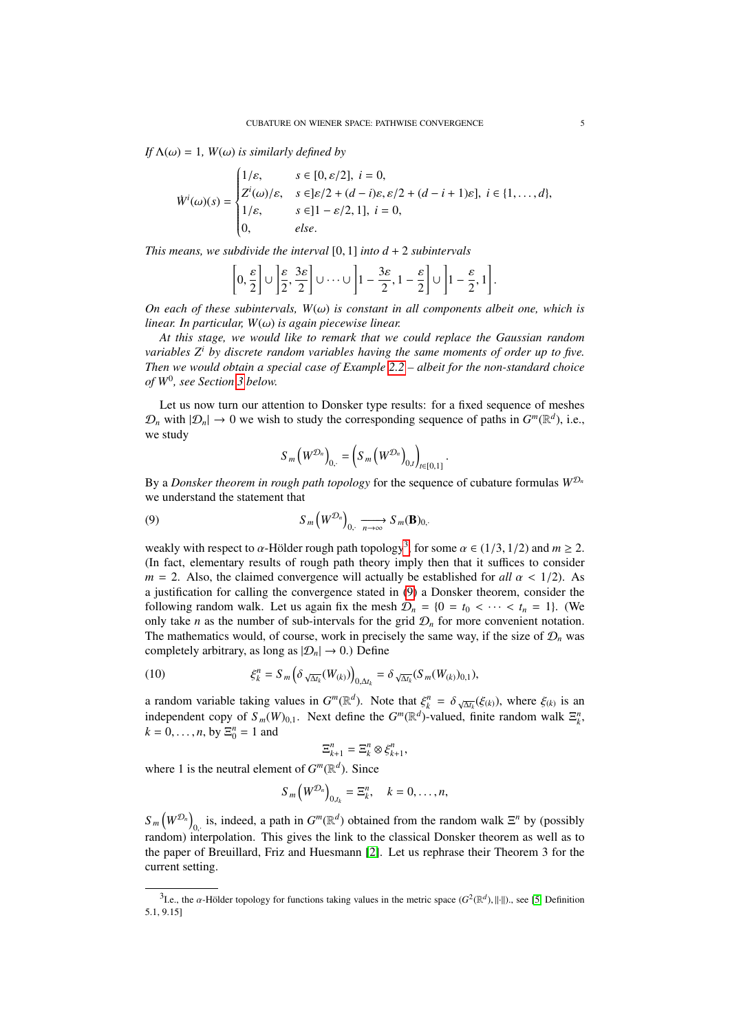*If $\Lambda(\omega) = 1$, $W(\omega)$ is similarly defined by*

$$\dot{W}^i(\omega)(s) = \begin{cases} 1/\varepsilon, & s \in [0, \varepsilon/2],\ i = 0, \\ Z^i(\omega)/\varepsilon, & s \in ]\varepsilon/2 + (d-i)\varepsilon, \varepsilon/2 + (d-i+1)\varepsilon],\ i \in \{1, \dots, d\}, \\ 1/\varepsilon, & s \in ]1 - \varepsilon/2, 1],\ i = 0, \\ 0, & else. \end{cases}$$

*This means, we subdivide the interval $[0, 1]$ into $d + 2$ subintervals*

$$\left[0, \frac{\varepsilon}{2}\right] \cup \left]\frac{\varepsilon}{2}, \frac{3\varepsilon}{2}\right] \cup \cdots \cup \left]1 - \frac{3\varepsilon}{2}, 1 - \frac{\varepsilon}{2}\right] \cup \left]1 - \frac{\varepsilon}{2}, 1\right].$$

*On each of these subintervals, $W(\omega)$ is constant in all components albeit one, which is linear. In particular, $W(\omega)$ is again piecewise linear.*

*At this stage, we would like to remark that we could replace the Gaussian random variables $Z^i$ by discrete random variables having the same moments of order up to five. Then we would obtain a special case of Example 2.2 – albeit for the non-standard choice of $W^0$, see Section 3 below.*

Let us now turn our attention to Donsker type results: for a fixed sequence of meshes $\mathcal{D}_n$ with $|\mathcal{D}_n| \to 0$ we wish to study the corresponding sequence of paths in $G^m(\mathbb{R}^d)$, i.e., we study

$$S_m\left(W^{\mathcal{D}_n}\right)_{0,\cdot} = \left(S_m\left(W^{\mathcal{D}_n}\right)_{0,t}\right)_{t \in [0,1]}.$$

By a *Donsker theorem in rough path topology* for the sequence of cubature formulas $W^{\mathcal{D}_n}$ we understand the statement that

$$S_m\left(W^{\mathcal{D}_n}\right)_{0,\cdot} \xrightarrow[n \to \infty]{} S_m(\mathbf{B})_{0,\cdot} \tag{9}$$

weakly with respect to $\alpha$-Hölder rough path topology[3], for some $\alpha \in (1/3, 1/2)$ and $m \geq 2$. (In fact, elementary results of rough path theory imply then that it suffices to consider $m = 2$. Also, the claimed convergence will actually be established for *all* $\alpha < 1/2$). As a justification for calling the convergence stated in (9) a Donsker theorem, consider the following random walk. Let us again fix the mesh $\mathcal{D}_n = \{0 = t_0 < \cdots < t_n = 1\}$. (We only take $n$ as the number of sub-intervals for the grid $\mathcal{D}_n$ for more convenient notation. The mathematics would, of course, work in precisely the same way, if the size of $\mathcal{D}_n$ was completely arbitrary, as long as $|\mathcal{D}_n| \to 0$.) Define

$$\xi_k^n = S_m\left(\delta_{\sqrt{\Delta t_k}}(W_{(k)})\right)_{0,\Delta t_k} = \delta_{\sqrt{\Delta t_k}}(S_m(W_{(k)})_{0,1}), \tag{10}$$

a random variable taking values in $G^m(\mathbb{R}^d)$. Note that $\xi_k^n = \delta_{\sqrt{\Delta t_k}}(\xi_{(k)})$, where $\xi_{(k)}$ is an independent copy of $S_m(W)_{0,1}$. Next define the $G^m(\mathbb{R}^d)$-valued, finite random walk $\Xi_k^n$, $k = 0, \dots, n$, by $\Xi_0^n = 1$ and

$$\Xi_{k+1}^n = \Xi_k^n \otimes \xi_{k+1}^n,$$

where 1 is the neutral element of $G^m(\mathbb{R}^d)$. Since

$$S_m\left(W^{\mathcal{D}_n}\right)_{0,t_k} = \Xi_k^n, \quad k = 0, \dots, n,$$

$S_m\left(W^{\mathcal{D}_n}\right)_{0,\cdot}$ is, indeed, a path in $G^m(\mathbb{R}^d)$ obtained from the random walk $\Xi^n$ by (possibly random) interpolation. This gives the link to the classical Donsker theorem as well as to the paper of Breuillard, Friz and Huesmann [2]. Let us rephrase their Theorem 3 for the current setting.

---

[3] I.e., the $\alpha$-Hölder topology for functions taking values in the metric space $(G^2(\mathbb{R}^d), \|\cdot\|)$., see [5, Definition 5.1, 9.15]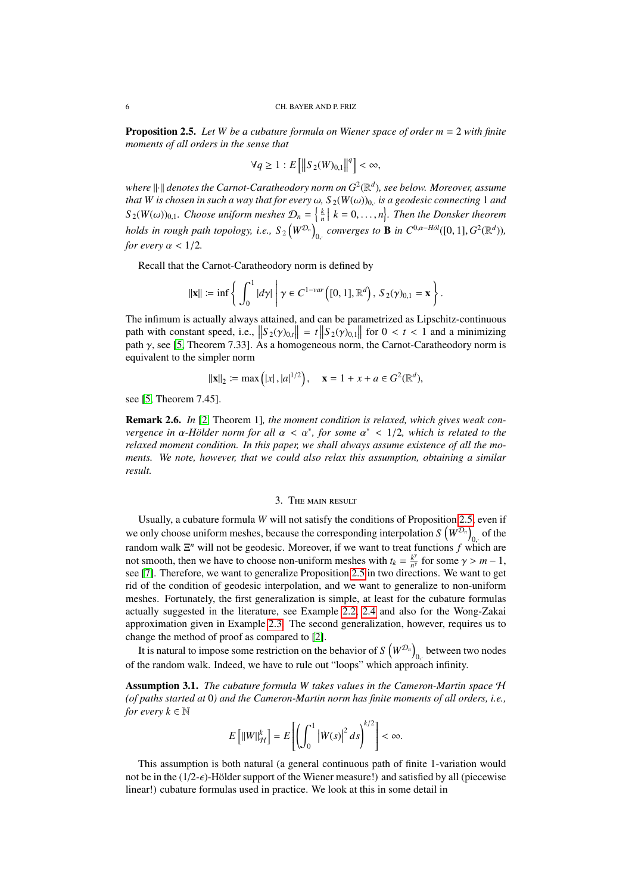**Proposition 2.5.** *Let $W$ be a cubature formula on Wiener space of order $m = 2$ with finite moments of all orders in the sense that*

$$\forall q \geq 1 : E\left[\left\|S_2(W)_{0,1}\right\|^q\right] < \infty,$$

*where $\|\cdot\|$ denotes the Carnot-Caratheodory norm on $G^2(\mathbb{R}^d)$, see below. Moreover, assume that $W$ is chosen in such a way that for every $\omega$, $S_2(W(\omega))_{0,\cdot}$ is a geodesic connecting $1$ and $S_2(W(\omega))_{0,1}$. Choose uniform meshes $\mathcal{D}_n = \left\{ \frac{k}{n} \,\middle|\, k = 0, \dots, n \right\}$. Then the Donsker theorem holds in rough path topology, i.e., $S_2\left(W^{\mathcal{D}_n}\right)_{0,\cdot}$ converges to $\mathbf{B}$ in $C^{0,\alpha-H\ddot{o}l}([0,1], G^2(\mathbb{R}^d))$, for every $\alpha < 1/2$.*

Recall that the Carnot-Caratheodory norm is defined by

$$\|\mathbf{x}\| := \inf\left\{ \int_0^1 |d\gamma| \,\middle|\, \gamma \in C^{1-var}\left([0,1], \mathbb{R}^d\right),\ S_2(\gamma)_{0,1} = \mathbf{x} \right\}.$$

The infimum is actually always attained, and can be parametrized as Lipschitz-continuous path with constant speed, i.e., $\left\|S_2(\gamma)_{0,t}\right\| = t\left\|S_2(\gamma)_{0,1}\right\|$ for $0 < t < 1$ and a minimizing path $\gamma$, see [5, Theorem 7.33]. As a homogeneous norm, the Carnot-Caratheodory norm is equivalent to the simpler norm

$$\|\mathbf{x}\|_2 := \max\left(|x|, |a|^{1/2}\right), \quad \mathbf{x} = 1 + x + a \in G^2(\mathbb{R}^d),$$

see [5, Theorem 7.45].

**Remark 2.6.** *In* [2, Theorem 1]*, the moment condition is relaxed, which gives weak convergence in $\alpha$-Hölder norm for all $\alpha < \alpha^*$, for some $\alpha^* < 1/2$, which is related to the relaxed moment condition. In this paper, we shall always assume existence of all the moments. We note, however, that we could also relax this assumption, obtaining a similar result.*

## 3. The main result

Usually, a cubature formula $W$ will not satisfy the conditions of Proposition 2.5, even if we only choose uniform meshes, because the corresponding interpolation $S\left(W^{\mathcal{D}_n}\right)_{0,\cdot}$ of the random walk $\Xi^n$ will not be geodesic. Moreover, if we want to treat functions $f$ which are not smooth, then we have to choose non-uniform meshes with $t_k = \frac{k^\gamma}{n^\gamma}$ for some $\gamma > m - 1$, see [7]. Therefore, we want to generalize Proposition 2.5 in two directions. We want to get rid of the condition of geodesic interpolation, and we want to generalize to non-uniform meshes. Fortunately, the first generalization is simple, at least for the cubature formulas actually suggested in the literature, see Example 2.2, 2.4 and also for the Wong-Zakai approximation given in Example 2.3. The second generalization, however, requires us to change the method of proof as compared to [2].

It is natural to impose some restriction on the behavior of $S\left(W^{\mathcal{D}_n}\right)_{0,\cdot}$ between two nodes of the random walk. Indeed, we have to rule out "loops" which approach infinity.

**Assumption 3.1.** *The cubature formula $W$ takes values in the Cameron-Martin space $\mathcal{H}$ (of paths started at $0$) and the Cameron-Martin norm has finite moments of all orders, i.e., for every $k \in \mathbb{N}$*

$$E\left[\|W\|_{\mathcal{H}}^k\right] = E\left[\left(\int_0^1 \left|\dot{W}(s)\right|^2 ds\right)^{k/2}\right] < \infty.$$

This assumption is both natural (a general continuous path of finite 1-variation would not be in the $(1/2\text{-}\epsilon)$-Hölder support of the Wiener measure!) and satisfied by all (piecewise linear!) cubature formulas used in practice. We look at this in some detail in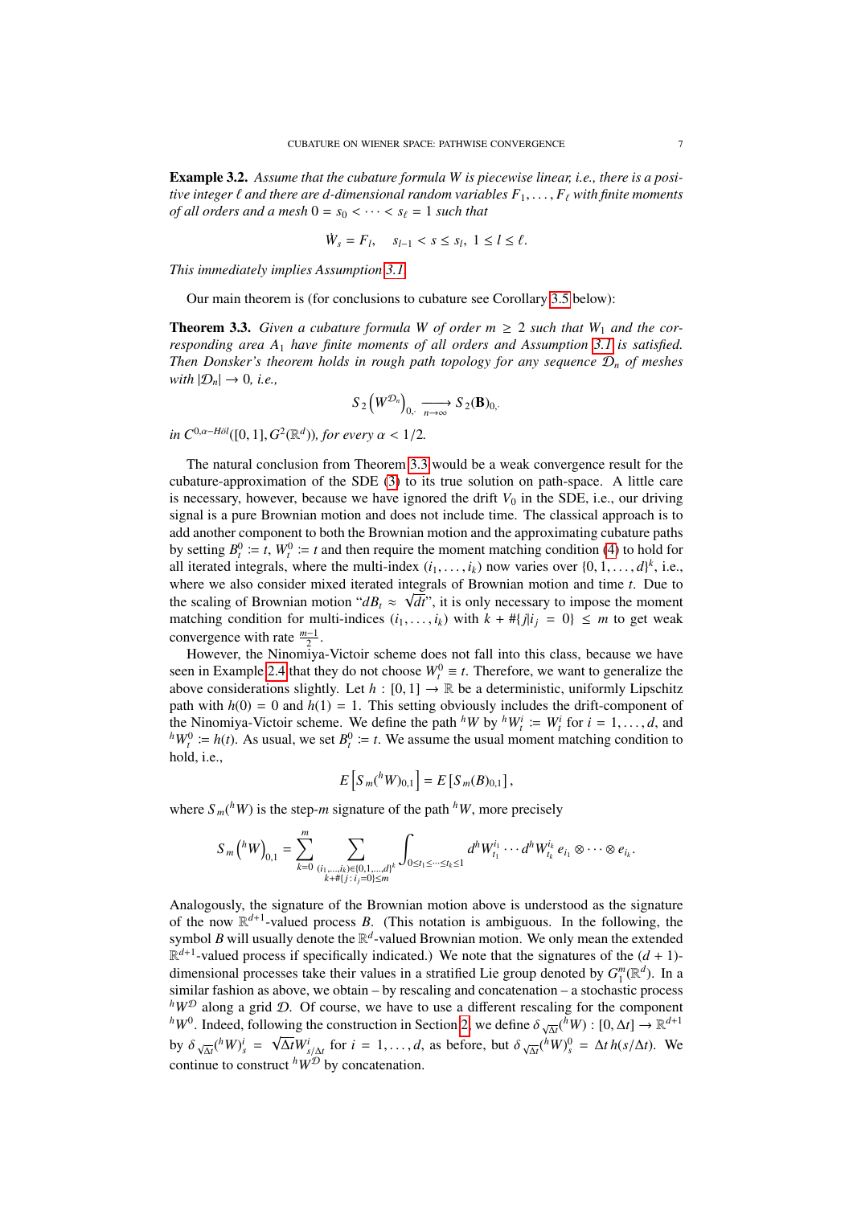**Example 3.2.** *Assume that the cubature formula $W$ is piecewise linear, i.e., there is a positive integer $\ell$ and there are $d$-dimensional random variables $F_1, \dots, F_\ell$ with finite moments of all orders and a mesh $0 = s_0 < \cdots < s_\ell = 1$ such that*

$$\dot{W}_s = F_l, \quad s_{l-1} < s \le s_l, \ 1 \le l \le \ell.$$

*This immediately implies Assumption 3.1.*

Our main theorem is (for conclusions to cubature see Corollary 3.5 below):

**Theorem 3.3.** *Given a cubature formula $W$ of order $m \ge 2$ such that $W_1$ and the corresponding area $A_1$ have finite moments of all orders and Assumption 3.1 is satisfied. Then Donsker's theorem holds in rough path topology for any sequence $\mathcal{D}_n$ of meshes with $|\mathcal{D}_n| \to 0$, i.e.,*

$$S_2\left(W^{\mathcal{D}_n}\right)_{0,\cdot} \xrightarrow[n\to\infty]{} S_2(\mathbf{B})_{0,\cdot}$$

*in $C^{0,\alpha\text{-Höl}}([0,1], G^2(\mathbb{R}^d))$, for every $\alpha < 1/2$.*

The natural conclusion from Theorem 3.3 would be a weak convergence result for the cubature-approximation of the SDE (3) to its true solution on path-space. A little care is necessary, however, because we have ignored the drift $V_0$ in the SDE, i.e., our driving signal is a pure Brownian motion and does not include time. The classical approach is to add another component to both the Brownian motion and the approximating cubature paths by setting $B^0_t := t$, $W^0_t := t$ and then require the moment matching condition (4) to hold for all iterated integrals, where the multi-index $(i_1, \dots, i_k)$ now varies over $\{0, 1, \dots, d\}^k$, i.e., where we also consider mixed iterated integrals of Brownian motion and time $t$. Due to the scaling of Brownian motion "$dB_t \approx \sqrt{dt}$", it is only necessary to impose the moment matching condition for multi-indices $(i_1, \dots, i_k)$ with $k + \#\{j | i_j = 0\} \le m$ to get weak convergence with rate $\frac{m-1}{2}$.

However, the Ninomiya-Victoir scheme does not fall into this class, because we have seen in Example 2.4 that they do not choose $W^0_t \equiv t$. Therefore, we want to generalize the above considerations slightly. Let $h : [0, 1] \to \mathbb{R}$ be a deterministic, uniformly Lipschitz path with $h(0) = 0$ and $h(1) = 1$. This setting obviously includes the drift-component of the Ninomiya-Victoir scheme. We define the path ${}^hW$ by ${}^hW^i_t := W^i_t$ for $i = 1, \dots, d$, and ${}^hW^0_t := h(t)$. As usual, we set $B^0_t := t$. We assume the usual moment matching condition to hold, i.e.,

$$E\left[S_m({}^hW)_{0,1}\right] = E\left[S_m(B)_{0,1}\right],$$

where $S_m({}^hW)$ is the step-$m$ signature of the path ${}^hW$, more precisely

$$S_m\left({}^hW\right)_{0,1} = \sum_{k=0}^{m} \sum_{\substack{(i_1,\dots,i_k)\in\{0,1,\dots,d\}^k \\ k+\#\{j\,:\,i_j=0\}\le m}} \int_{0\le t_1\le\cdots\le t_k\le 1} d^hW^{i_1}_{t_1} \cdots d^hW^{i_k}_{t_k}\, e_{i_1} \otimes \cdots \otimes e_{i_k}.$$

Analogously, the signature of the Brownian motion above is understood as the signature of the now $\mathbb{R}^{d+1}$-valued process $B$. (This notation is ambiguous. In the following, the symbol $B$ will usually denote the $\mathbb{R}^d$-valued Brownian motion. We only mean the extended $\mathbb{R}^{d+1}$-valued process if specifically indicated.) We note that the signatures of the $(d+1)$-dimensional processes take their values in a stratified Lie group denoted by $G^m_1(\mathbb{R}^d)$. In a similar fashion as above, we obtain – by rescaling and concatenation – a stochastic process ${}^hW^{\mathcal{D}}$ along a grid $\mathcal{D}$. Of course, we have to use a different rescaling for the component ${}^hW^0$. Indeed, following the construction in Section 2, we define $\delta_{\sqrt{\Delta t}}({}^hW) : [0, \Delta t] \to \mathbb{R}^{d+1}$ by $\delta_{\sqrt{\Delta t}}({}^hW)^i_s = \sqrt{\Delta t} W^i_{s/\Delta t}$ for $i = 1, \dots, d$, as before, but $\delta_{\sqrt{\Delta t}}({}^hW)^0_s = \Delta t\, h(s/\Delta t)$. We continue to construct ${}^hW^{\mathcal{D}}$ by concatenation.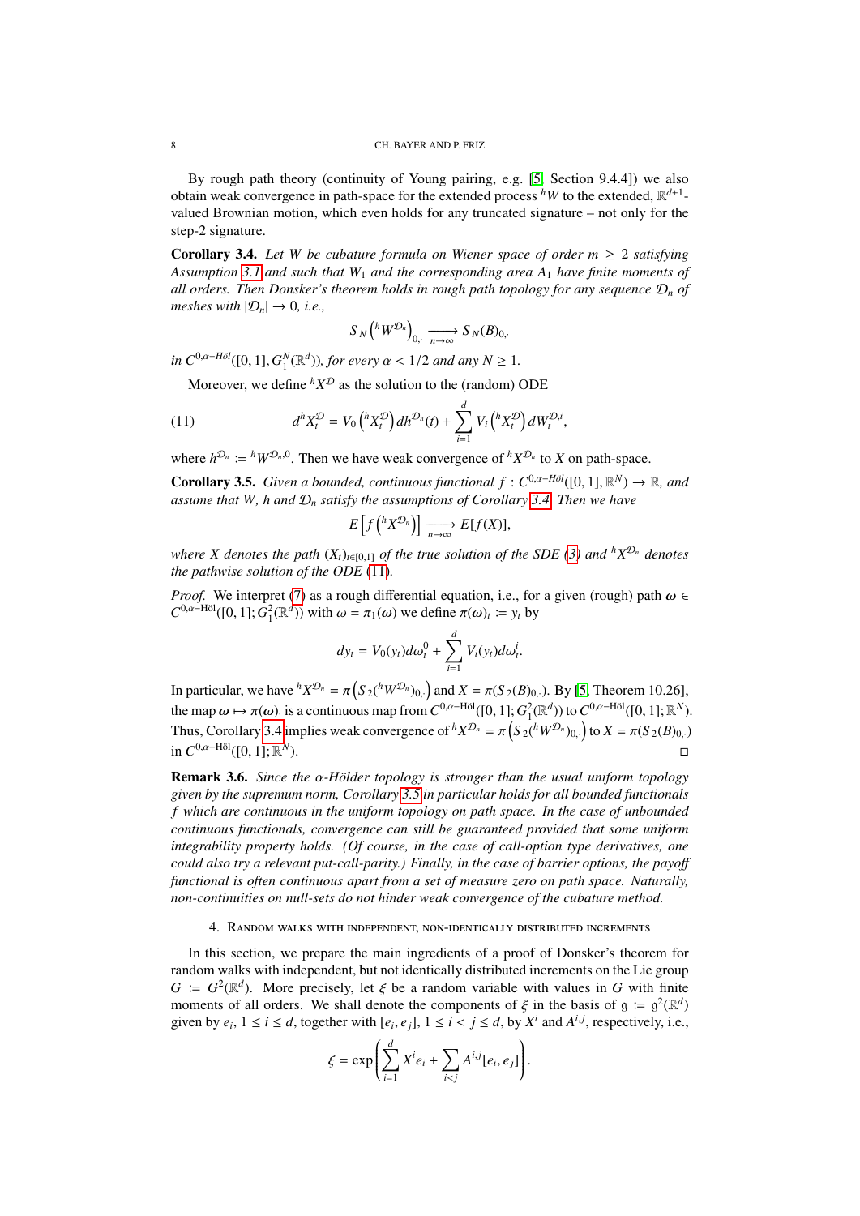By rough path theory (continuity of Young pairing, e.g. [5, Section 9.4.4]) we also obtain weak convergence in path-space for the extended process ${}^hW$ to the extended, $\mathbb{R}^{d+1}$-valued Brownian motion, which even holds for any truncated signature – not only for the step-2 signature.

**Corollary 3.4.** *Let $W$ be cubature formula on Wiener space of order $m \geq 2$ satisfying Assumption 3.1 and such that $W_1$ and the corresponding area $A_1$ have finite moments of all orders. Then Donsker's theorem holds in rough path topology for any sequence $\mathcal{D}_n$ of meshes with $|\mathcal{D}_n| \to 0$, i.e.,*

$$S_N\left({}^hW^{\mathcal{D}_n}\right)_{0,\cdot} \xrightarrow[n\to\infty]{} S_N(B)_{0,\cdot}$$

*in $C^{0,\alpha\text{-}H\ddot{o}l}([0,1], G_1^N(\mathbb{R}^d))$, for every $\alpha < 1/2$ and any $N \geq 1$.*

Moreover, we define ${}^hX^{\mathcal{D}}$ as the solution to the (random) ODE

$$d^hX_t^{\mathcal{D}} = V_0\left({}^hX_t^{\mathcal{D}}\right)dh^{\mathcal{D}_n}(t) + \sum_{i=1}^d V_i\left({}^hX_t^{\mathcal{D}}\right)dW_t^{\mathcal{D},i}, \tag{11}$$

where $h^{\mathcal{D}_n} := {}^hW^{\mathcal{D}_n,0}$. Then we have weak convergence of ${}^hX^{\mathcal{D}_n}$ to $X$ on path-space.

**Corollary 3.5.** *Given a bounded, continuous functional $f : C^{0,\alpha\text{-}H\ddot{o}l}([0,1], \mathbb{R}^N) \to \mathbb{R}$, and assume that $W$, $h$ and $\mathcal{D}_n$ satisfy the assumptions of Corollary 3.4. Then we have*

$$E\left[f\left({}^hX^{\mathcal{D}_n}\right)\right] \xrightarrow[n\to\infty]{} E[f(X)],$$

*where $X$ denotes the path $(X_t)_{t\in[0,1]}$ of the true solution of the SDE (3) and ${}^hX^{\mathcal{D}_n}$ denotes the pathwise solution of the ODE (11).*

*Proof.* We interpret (7) as a rough differential equation, i.e., for a given (rough) path $\boldsymbol{\omega} \in C^{0,\alpha\text{-H\"ol}}([0,1]; G_1^2(\mathbb{R}^d))$ with $\omega = \pi_1(\boldsymbol{\omega})$ we define $\pi(\boldsymbol{\omega})_t := y_t$ by

$$dy_t = V_0(y_t)d\omega_t^0 + \sum_{i=1}^d V_i(y_t)d\boldsymbol{\omega}_t^i.$$

In particular, we have ${}^hX^{\mathcal{D}_n} = \pi\left(S_2({}^hW^{\mathcal{D}_n})_{0,\cdot}\right)$ and $X = \pi(S_2(B)_{0,\cdot})$. By [5, Theorem 10.26], the map $\boldsymbol{\omega} \mapsto \pi(\boldsymbol{\omega})$ is a continuous map from $C^{0,\alpha\text{-H\"ol}}([0,1]; G_1^2(\mathbb{R}^d))$ to $C^{0,\alpha\text{-H\"ol}}([0,1]; \mathbb{R}^N)$. Thus, Corollary 3.4 implies weak convergence of ${}^hX^{\mathcal{D}_n} = \pi\left(S_2({}^hW^{\mathcal{D}_n})_{0,\cdot}\right)$ to $X = \pi(S_2(B)_{0,\cdot})$ in $C^{0,\alpha\text{-H\"ol}}([0,1]; \mathbb{R}^N)$. ◻

**Remark 3.6.** *Since the $\alpha$-Hölder topology is stronger than the usual uniform topology given by the supremum norm, Corollary 3.5 in particular holds for all bounded functionals $f$ which are continuous in the uniform topology on path space. In the case of unbounded continuous functionals, convergence can still be guaranteed provided that some uniform integrability property holds. (Of course, in the case of call-option type derivatives, one could also try a relevant put-call-parity.) Finally, in the case of barrier options, the payoff functional is often continuous apart from a set of measure zero on path space. Naturally, non-continuities on null-sets do not hinder weak convergence of the cubature method.*

## 4. Random walks with independent, non-identically distributed increments

In this section, we prepare the main ingredients of a proof of Donsker's theorem for random walks with independent, but not identically distributed increments on the Lie group $G := G^2(\mathbb{R}^d)$. More precisely, let $\xi$ be a random variable with values in $G$ with finite moments of all orders. We shall denote the components of $\xi$ in the basis of $\mathfrak{g} := \mathfrak{g}^2(\mathbb{R}^d)$ given by $e_i$, $1 \leq i \leq d$, together with $[e_i, e_j]$, $1 \leq i < j \leq d$, by $X^i$ and $A^{i,j}$, respectively, i.e.,

$$\xi = \exp\left(\sum_{i=1}^d X^i e_i + \sum_{i<j} A^{i,j}[e_i, e_j]\right).$$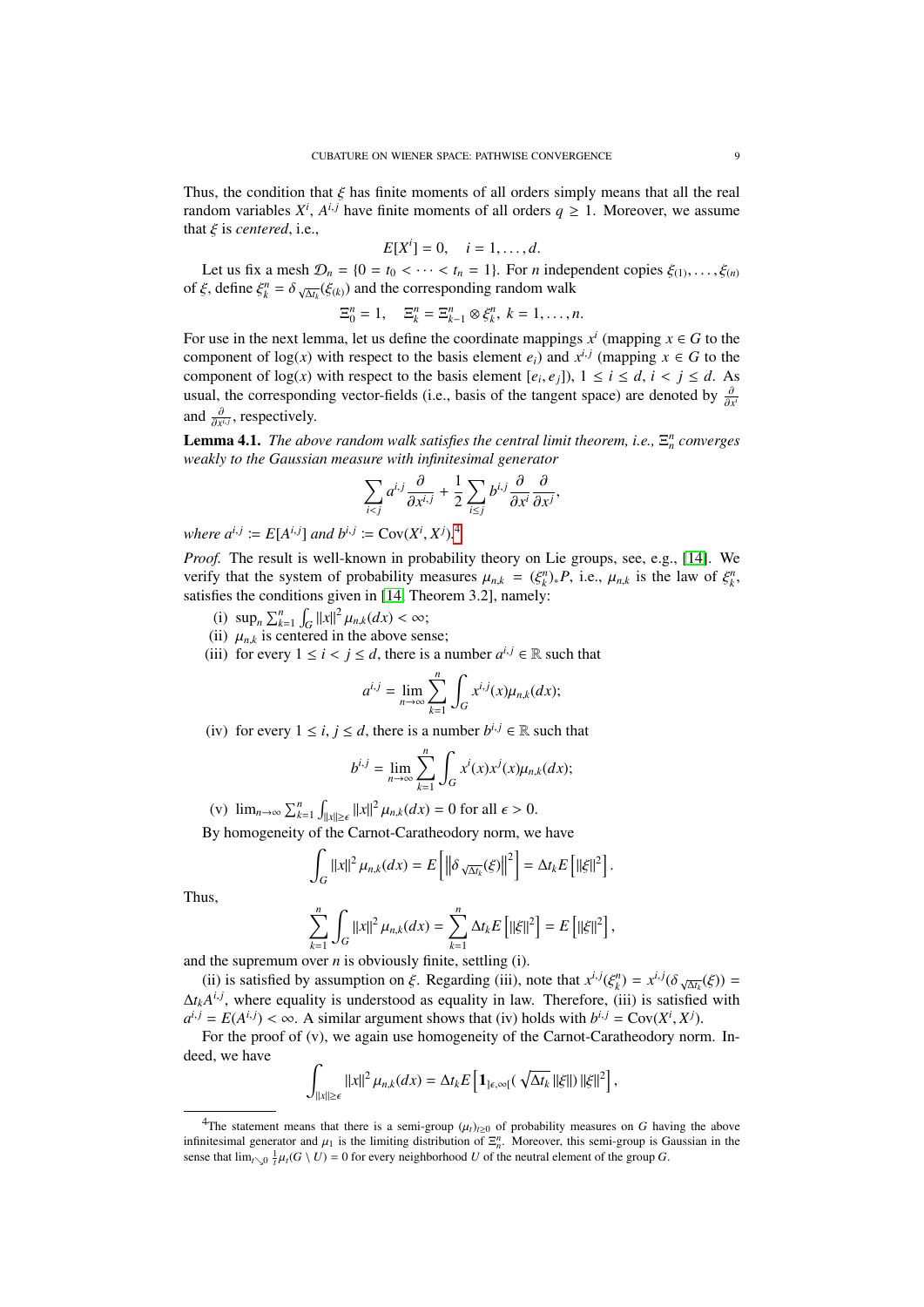Thus, the condition that $\xi$ has finite moments of all orders simply means that all the real random variables $X^i$, $A^{i,j}$ have finite moments of all orders $q \geq 1$. Moreover, we assume that $\xi$ is *centered*, i.e.,

$$E[X^i] = 0, \quad i = 1, \ldots, d.$$

Let us fix a mesh $\mathcal{D}_n = \{0 = t_0 < \cdots < t_n = 1\}$. For $n$ independent copies $\xi_{(1)}, \ldots, \xi_{(n)}$ of $\xi$, define $\xi_k^n = \delta_{\sqrt{\Delta t_k}}(\xi_{(k)})$ and the corresponding random walk

$$\Xi_0^n = 1, \quad \Xi_k^n = \Xi_{k-1}^n \otimes \xi_k^n, \ k = 1, \ldots, n.$$

For use in the next lemma, let us define the coordinate mappings $x^i$ (mapping $x \in G$ to the component of $\log(x)$ with respect to the basis element $e_i$) and $x^{i,j}$ (mapping $x \in G$ to the component of $\log(x)$ with respect to the basis element $[e_i, e_j]$), $1 \leq i \leq d$, $i < j \leq d$. As usual, the corresponding vector-fields (i.e., basis of the tangent space) are denoted by $\frac{\partial}{\partial x^i}$ and $\frac{\partial}{\partial x^{i,j}}$, respectively.

**Lemma 4.1.** *The above random walk satisfies the central limit theorem, i.e., $\Xi_n^n$ converges weakly to the Gaussian measure with infinitesimal generator*

$$\sum_{i<j} a^{i,j} \frac{\partial}{\partial x^{i,j}} + \frac{1}{2} \sum_{i \leq j} b^{i,j} \frac{\partial}{\partial x^i} \frac{\partial}{\partial x^j},$$

*where $a^{i,j} := E[A^{i,j}]$ and $b^{i,j} := \mathrm{Cov}(X^i, X^j)$.*[4]

*Proof.* The result is well-known in probability theory on Lie groups, see, e.g., [14]. We verify that the system of probability measures $\mu_{n,k} = (\xi_k^n)_* P$, i.e., $\mu_{n,k}$ is the law of $\xi_k^n$, satisfies the conditions given in [14, Theorem 3.2], namely:

(i) $\sup_n \sum_{k=1}^n \int_G \|x\|^2 \mu_{n,k}(dx) < \infty$;
(ii) $\mu_{n,k}$ is centered in the above sense;
(iii) for every $1 \leq i < j \leq d$, there is a number $a^{i,j} \in \mathbb{R}$ such that
$$a^{i,j} = \lim_{n \to \infty} \sum_{k=1}^n \int_G x^{i,j}(x) \mu_{n,k}(dx);$$
(iv) for every $1 \leq i, j \leq d$, there is a number $b^{i,j} \in \mathbb{R}$ such that
$$b^{i,j} = \lim_{n \to \infty} \sum_{k=1}^n \int_G x^i(x) x^j(x) \mu_{n,k}(dx);$$
(v) $\lim_{n \to \infty} \sum_{k=1}^n \int_{\|x\| \geq \epsilon} \|x\|^2 \mu_{n,k}(dx) = 0$ for all $\epsilon > 0$.

By homogeneity of the Carnot-Caratheodory norm, we have

$$\int_G \|x\|^2 \mu_{n,k}(dx) = E\left[ \left\| \delta_{\sqrt{\Delta t_k}}(\xi) \right\|^2 \right] = \Delta t_k E\left[ \|\xi\|^2 \right].$$

Thus,

$$\sum_{k=1}^n \int_G \|x\|^2 \mu_{n,k}(dx) = \sum_{k=1}^n \Delta t_k E\left[ \|\xi\|^2 \right] = E\left[ \|\xi\|^2 \right],$$

and the supremum over $n$ is obviously finite, settling (i).

(ii) is satisfied by assumption on $\xi$. Regarding (iii), note that $x^{i,j}(\xi_k^n) = x^{i,j}(\delta_{\sqrt{\Delta t_k}}(\xi)) = \Delta t_k A^{i,j}$, where equality is understood as equality in law. Therefore, (iii) is satisfied with $a^{i,j} = E(A^{i,j}) < \infty$. A similar argument shows that (iv) holds with $b^{i,j} = \mathrm{Cov}(X^i, X^j)$.

For the proof of (v), we again use homogeneity of the Carnot-Caratheodory norm. Indeed, we have

$$\int_{\|x\| \geq \epsilon} \|x\|^2 \mu_{n,k}(dx) = \Delta t_k E\left[ \mathbf{1}_{]\epsilon, \infty[}(\sqrt{\Delta t_k} \|\xi\|) \|\xi\|^2 \right],$$

---

[4] The statement means that there is a semi-group $(\mu_t)_{t \geq 0}$ of probability measures on $G$ having the above infinitesimal generator and $\mu_1$ is the limiting distribution of $\Xi_n^n$. Moreover, this semi-group is Gaussian in the sense that $\lim_{t \searrow 0} \frac{1}{t} \mu_t(G \setminus U) = 0$ for every neighborhood $U$ of the neutral element of the group $G$.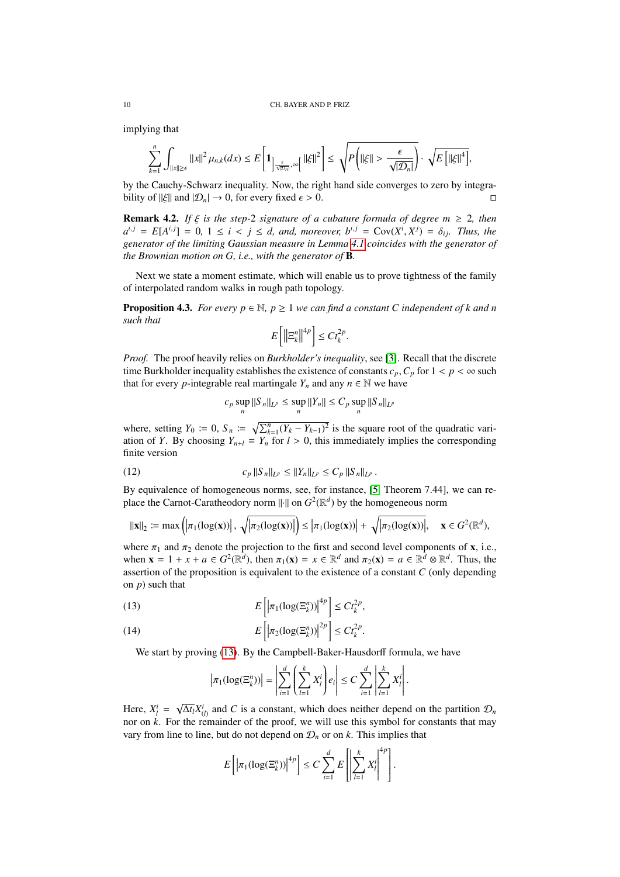implying that

$$\sum_{k=1}^{n} \int_{\|x\|\geq\epsilon} \|x\|^2 \, \mu_{n,k}(dx) \leq E\left[\mathbf{1}_{\left]\frac{\epsilon}{\sqrt{|\mathcal{D}_n|}},\infty\right[} \|\xi\|^2\right] \leq \sqrt{P\left(\|\xi\| > \frac{\epsilon}{\sqrt{|\mathcal{D}_n|}}\right)} \cdot \sqrt{E\left[\|\xi\|^4\right]},$$

by the Cauchy-Schwarz inequality. Now, the right hand side converges to zero by integrability of $\|\xi\|$ and $|\mathcal{D}_n| \to 0$, for every fixed $\epsilon > 0$. □

**Remark 4.2.** *If $\xi$ is the step-2 signature of a cubature formula of degree $m \geq 2$, then $a^{i,j} = E[A^{i,j}] = 0$, $1 \leq i < j \leq d$, and, moreover, $b^{i,j} = \mathrm{Cov}(X^i, X^j) = \delta_{ij}$. Thus, the generator of the limiting Gaussian measure in Lemma 4.1 coincides with the generator of the Brownian motion on $G$, i.e., with the generator of $\mathbf{B}$.*

Next we state a moment estimate, which will enable us to prove tightness of the family of interpolated random walks in rough path topology.

**Proposition 4.3.** *For every $p \in \mathbb{N}$, $p \geq 1$ we can find a constant $C$ independent of $k$ and $n$ such that*

$$E\left[\left\|\Xi_k^n\right\|^{4p}\right] \leq C t_k^{2p}.$$

*Proof.* The proof heavily relies on *Burkholder's inequality*, see [3]. Recall that the discrete time Burkholder inequality establishes the existence of constants $c_p, C_p$ for $1 < p < \infty$ such that for every $p$-integrable real martingale $Y_n$ and any $n \in \mathbb{N}$ we have

$$c_p \sup_n \|S_n\|_{L^p} \leq \sup_n \|Y_n\| \leq C_p \sup_n \|S_n\|_{L^p}$$

where, setting $Y_0 := 0$, $S_n := \sqrt{\sum_{k=1}^{n}(Y_k - Y_{k-1})^2}$ is the square root of the quadratic variation of $Y$. By choosing $Y_{n+l} \equiv Y_n$ for $l > 0$, this immediately implies the corresponding finite version

$$c_p \|S_n\|_{L^p} \leq \|Y_n\|_{L^p} \leq C_p \|S_n\|_{L^p}. \tag{12}$$

By equivalence of homogeneous norms, see, for instance, [5, Theorem 7.44], we can replace the Carnot-Caratheodory norm $\|\cdot\|$ on $G^2(\mathbb{R}^d)$ by the homogeneous norm

$$\|\mathbf{x}\|_2 := \max\left(\left|\pi_1(\log(\mathbf{x}))\right|, \sqrt{\left|\pi_2(\log(\mathbf{x}))\right|}\right) \leq \left|\pi_1(\log(\mathbf{x}))\right| + \sqrt{\left|\pi_2(\log(\mathbf{x}))\right|}, \quad \mathbf{x} \in G^2(\mathbb{R}^d),$$

where $\pi_1$ and $\pi_2$ denote the projection to the first and second level components of $\mathbf{x}$, i.e., when $\mathbf{x} = 1 + x + a \in G^2(\mathbb{R}^d)$, then $\pi_1(\mathbf{x}) = x \in \mathbb{R}^d$ and $\pi_2(\mathbf{x}) = a \in \mathbb{R}^d \otimes \mathbb{R}^d$. Thus, the assertion of the proposition is equivalent to the existence of a constant $C$ (only depending on $p$) such that

$$E\left[\left|\pi_1(\log(\Xi_k^n))\right|^{4p}\right] \leq C t_k^{2p}, \tag{13}$$

$$E\left[\left|\pi_2(\log(\Xi_k^n))\right|^{2p}\right] \leq C t_k^{2p}. \tag{14}$$

We start by proving (13). By the Campbell-Baker-Hausdorff formula, we have

$$\left|\pi_1(\log(\Xi_k^n))\right| = \left|\sum_{i=1}^{d}\left(\sum_{l=1}^{k} X_l^i\right) e_i\right| \leq C \sum_{i=1}^{d}\left|\sum_{l=1}^{k} X_l^i\right|.$$

Here, $X_l^i = \sqrt{\Delta t_l} X_{(l)}^i$ and $C$ is a constant, which does neither depend on the partition $\mathcal{D}_n$ nor on $k$. For the remainder of the proof, we will use this symbol for constants that may vary from line to line, but do not depend on $\mathcal{D}_n$ or on $k$. This implies that

$$E\left[\left|\pi_1(\log(\Xi_k^n))\right|^{4p}\right] \leq C \sum_{i=1}^{d} E\left[\left|\sum_{l=1}^{k} X_l^i\right|^{4p}\right].$$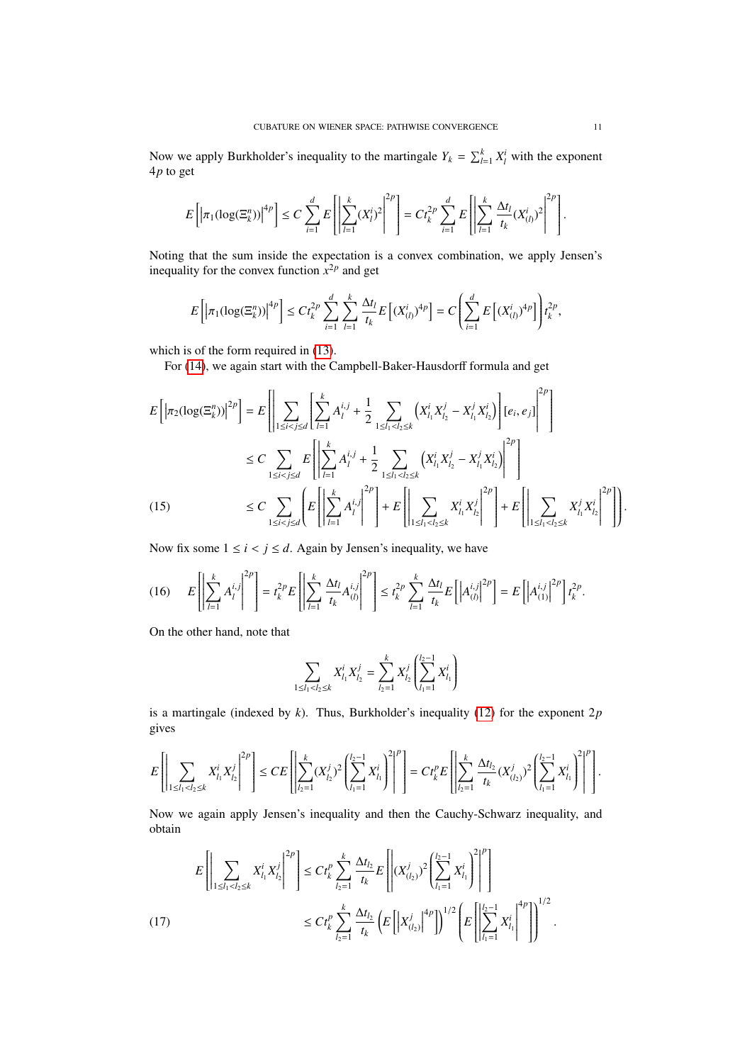Now we apply Burkholder's inequality to the martingale $Y_k = \sum_{l=1}^k X_l^i$ with the exponent $4p$ to get

$$E\left[\left|\pi_1(\log(\Xi_k^n))\right|^{4p}\right] \leq C\sum_{i=1}^d E\left[\left|\sum_{l=1}^k (X_l^i)^2\right|^{2p}\right] = Ct_k^{2p}\sum_{i=1}^d E\left[\left|\sum_{l=1}^k \frac{\Delta t_l}{t_k}(X_{(l)}^i)^2\right|^{2p}\right].$$

Noting that the sum inside the expectation is a convex combination, we apply Jensen's inequality for the convex function $x^{2p}$ and get

$$E\left[\left|\pi_1(\log(\Xi_k^n))\right|^{4p}\right] \leq Ct_k^{2p}\sum_{i=1}^d\sum_{l=1}^k \frac{\Delta t_l}{t_k}E\left[(X_{(l)}^i)^{4p}\right] = C\left(\sum_{i=1}^d E\left[(X_{(l)}^i)^{4p}\right]\right)t_k^{2p},$$

which is of the form required in (13).

For (14), we again start with the Campbell-Baker-Hausdorff formula and get

$$\begin{aligned}
E\left[\left|\pi_2(\log(\Xi_k^n))\right|^{2p}\right] &= E\left[\left|\sum_{1\leq i<j\leq d}\left[\sum_{l=1}^k A_l^{i,j} + \frac{1}{2}\sum_{1\leq l_1<l_2\leq k}\left(X_{l_1}^i X_{l_2}^j - X_{l_1}^j X_{l_2}^i\right)\right][e_i,e_j]\right|^{2p}\right]\\
&\leq C\sum_{1\leq i<j\leq d} E\left[\left|\sum_{l=1}^k A_l^{i,j} + \frac{1}{2}\sum_{1\leq l_1<l_2\leq k}\left(X_{l_1}^i X_{l_2}^j - X_{l_1}^j X_{l_2}^i\right)\right|^{2p}\right]\\
&\leq C\sum_{1\leq i<j\leq d}\left(E\left[\left|\sum_{l=1}^k A_l^{i,j}\right|^{2p}\right] + E\left[\left|\sum_{1\leq l_1<l_2\leq k} X_{l_1}^i X_{l_2}^j\right|^{2p}\right] + E\left[\left|\sum_{1\leq l_1<l_2\leq k} X_{l_1}^j X_{l_2}^i\right|^{2p}\right]\right). \qquad (15)
\end{aligned}$$

Now fix some $1 \leq i < j \leq d$. Again by Jensen's inequality, we have

$$E\left[\left|\sum_{l=1}^k A_l^{i,j}\right|^{2p}\right] = t_k^{2p}E\left[\left|\sum_{l=1}^k \frac{\Delta t_l}{t_k}A_{(l)}^{i,j}\right|^{2p}\right] \leq t_k^{2p}\sum_{l=1}^k\frac{\Delta t_l}{t_k}E\left[\left|A_{(l)}^{i,j}\right|^{2p}\right] = E\left[\left|A_{(1)}^{i,j}\right|^{2p}\right]t_k^{2p}. \qquad (16)$$

On the other hand, note that

$$\sum_{1\leq l_1<l_2\leq k} X_{l_1}^i X_{l_2}^j = \sum_{l_2=1}^k X_{l_2}^j\left(\sum_{l_1=1}^{l_2-1} X_{l_1}^i\right)$$

is a martingale (indexed by $k$). Thus, Burkholder's inequality (12) for the exponent $2p$ gives

$$E\left[\left|\sum_{1\leq l_1<l_2\leq k} X_{l_1}^i X_{l_2}^j\right|^{2p}\right] \leq CE\left[\left|\sum_{l_2=1}^k (X_{l_2}^j)^2\left(\sum_{l_1=1}^{l_2-1}X_{l_1}^i\right)^2\right|^p\right] = Ct_k^pE\left[\left|\sum_{l_2=1}^k\frac{\Delta t_{l_2}}{t_k}(X_{(l_2)}^j)^2\left(\sum_{l_1=1}^{l_2-1}X_{l_1}^i\right)^2\right|^p\right].$$

Now we again apply Jensen's inequality and then the Cauchy-Schwarz inequality, and obtain

$$\begin{aligned}
E\left[\left|\sum_{1\leq l_1<l_2\leq k} X_{l_1}^i X_{l_2}^j\right|^{2p}\right] &\leq Ct_k^p\sum_{l_2=1}^k\frac{\Delta t_{l_2}}{t_k}E\left[\left|(X_{(l_2)}^j)^2\left(\sum_{l_1=1}^{l_2-1}X_{l_1}^i\right)^2\right|^p\right]\\
&\leq Ct_k^p\sum_{l_2=1}^k\frac{\Delta t_{l_2}}{t_k}\left(E\left[\left|X_{(l_2)}^j\right|^{4p}\right]\right)^{1/2}\left(E\left[\left|\sum_{l_1=1}^{l_2-1}X_{l_1}^i\right|^{4p}\right]\right)^{1/2}. \qquad (17)
\end{aligned}$$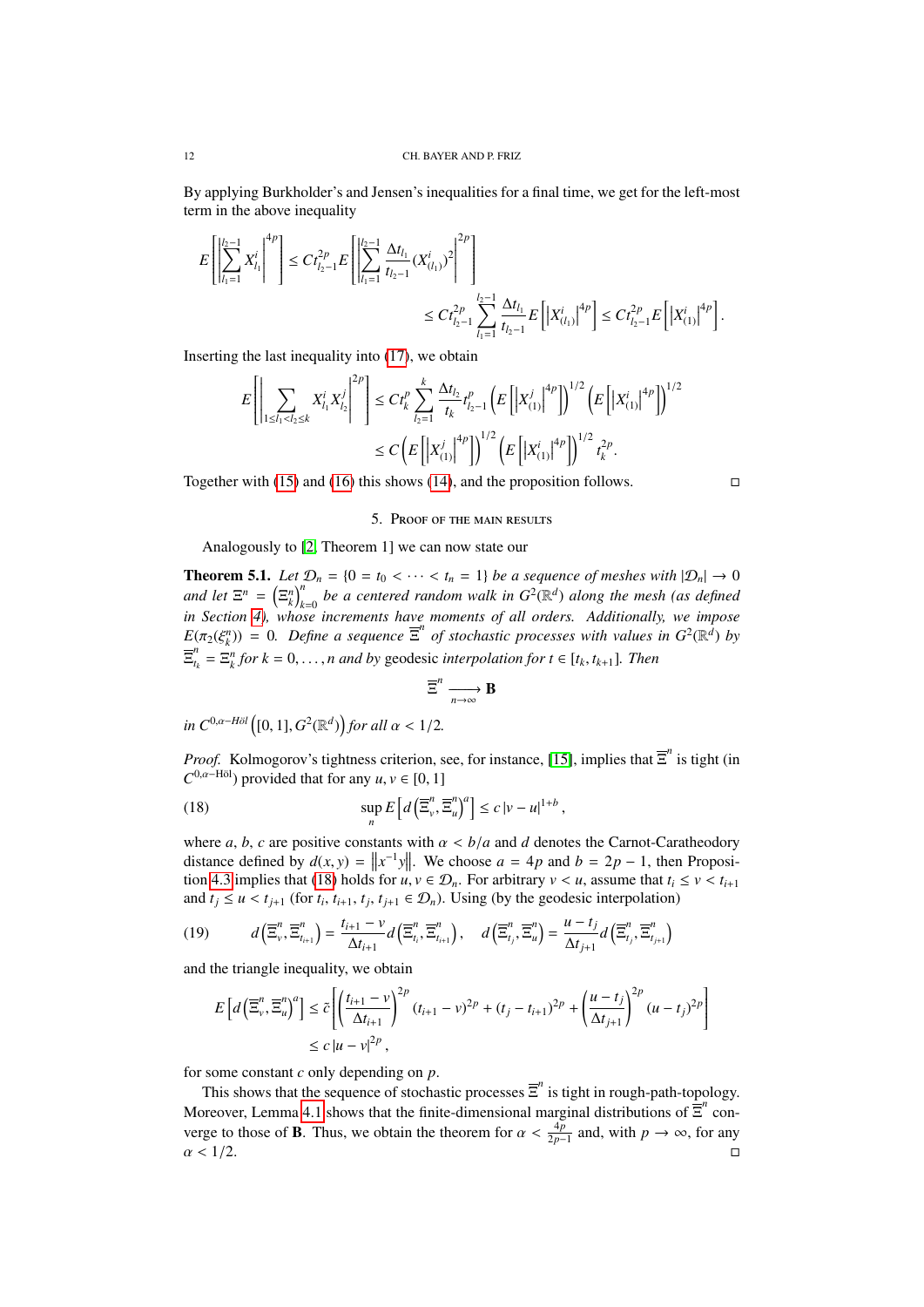By applying Burkholder's and Jensen's inequalities for a final time, we get for the left-most term in the above inequality

$$E\left[\left|\sum_{l_1=1}^{l_2-1} X^i_{l_1}\right|^{4p}\right] \le C t_{l_2-1}^{2p} E\left[\left|\sum_{l_1=1}^{l_2-1} \frac{\Delta t_{l_1}}{t_{l_2-1}} (X^i_{(l_1)})^2\right|^{2p}\right]$$

$$\le C t_{l_2-1}^{2p} \sum_{l_1=1}^{l_2-1} \frac{\Delta t_{l_1}}{t_{l_2-1}} E\left[\left|X^i_{(l_1)}\right|^{4p}\right] \le C t_{l_2-1}^{2p} E\left[\left|X^i_{(1)}\right|^{4p}\right].$$

Inserting the last inequality into (17), we obtain

$$E\left[\left|\sum_{1\le l_1 < l_2 \le k} X^i_{l_1} X^j_{l_2}\right|^{2p}\right] \le C t_k^p \sum_{l_2=1}^{k} \frac{\Delta t_{l_2}}{t_k} t_{l_2-1}^p \left(E\left[\left|X^j_{(1)}\right|^{4p}\right]\right)^{1/2} \left(E\left[\left|X^i_{(1)}\right|^{4p}\right]\right)^{1/2}$$

$$\le C \left(E\left[\left|X^j_{(1)}\right|^{4p}\right]\right)^{1/2} \left(E\left[\left|X^i_{(1)}\right|^{4p}\right]\right)^{1/2} t_k^{2p}.$$

Together with (15) and (16) this shows (14), and the proposition follows. ∎

## 5. Proof of the main results

Analogously to [2, Theorem 1] we can now state our

**Theorem 5.1.** *Let $\mathcal{D}_n = \{0 = t_0 < \cdots < t_n = 1\}$ be a sequence of meshes with $|\mathcal{D}_n| \to 0$ and let $\Xi^n = \left(\Xi^n_k\right)_{k=0}^n$ be a centered random walk in $G^2(\mathbb{R}^d)$ along the mesh (as defined in Section 4), whose increments have moments of all orders. Additionally, we impose $E(\pi_2(\xi^n_k)) = 0$. Define a sequence $\overline{\Xi}^n$ of stochastic processes with values in $G^2(\mathbb{R}^d)$ by $\overline{\Xi}^n_{t_k} = \Xi^n_k$ for $k = 0, \ldots, n$ and by* geodesic *interpolation for $t \in [t_k, t_{k+1}]$. Then*

$$\overline{\Xi}^n \xrightarrow[n\to\infty]{} \mathbf{B}$$

*in $C^{0,\alpha\text{-Höl}}\left([0,1], G^2(\mathbb{R}^d)\right)$ for all $\alpha < 1/2$.*

*Proof.* Kolmogorov's tightness criterion, see, for instance, [15], implies that $\overline{\Xi}^n$ is tight (in $C^{0,\alpha\text{-Höl}}$) provided that for any $u, v \in [0,1]$

$$\sup_n E\left[d\left(\overline{\Xi}^n_v, \overline{\Xi}^n_u\right)^a\right] \le c\,|v-u|^{1+b}, \tag{18}$$

where $a$, $b$, $c$ are positive constants with $\alpha < b/a$ and $d$ denotes the Carnot-Caratheodory distance defined by $d(x,y) = \left\|x^{-1}y\right\|$. We choose $a = 4p$ and $b = 2p-1$, then Proposition 4.3 implies that (18) holds for $u, v \in \mathcal{D}_n$. For arbitrary $v < u$, assume that $t_i \le v < t_{i+1}$ and $t_j \le u < t_{j+1}$ (for $t_i, t_{i+1}, t_j, t_{j+1} \in \mathcal{D}_n$). Using (by the geodesic interpolation)

$$d\left(\overline{\Xi}^n_v, \overline{\Xi}^n_{t_{i+1}}\right) = \frac{t_{i+1}-v}{\Delta t_{i+1}} d\left(\overline{\Xi}^n_{t_i}, \overline{\Xi}^n_{t_{i+1}}\right), \quad d\left(\overline{\Xi}^n_{t_j}, \overline{\Xi}^n_u\right) = \frac{u-t_j}{\Delta t_{j+1}} d\left(\overline{\Xi}^n_{t_j}, \overline{\Xi}^n_{t_{j+1}}\right) \tag{19}$$

and the triangle inequality, we obtain

$$E\left[d\left(\overline{\Xi}^n_v, \overline{\Xi}^n_u\right)^a\right] \le \tilde{c}\left[\left(\frac{t_{i+1}-v}{\Delta t_{i+1}}\right)^{2p}(t_{i+1}-v)^{2p} + (t_j - t_{i+1})^{2p} + \left(\frac{u-t_j}{\Delta t_{j+1}}\right)^{2p}(u-t_j)^{2p}\right]$$

$$\le c\,|u-v|^{2p},$$

for some constant $c$ only depending on $p$.

This shows that the sequence of stochastic processes $\overline{\Xi}^n$ is tight in rough-path-topology. Moreover, Lemma 4.1 shows that the finite-dimensional marginal distributions of $\overline{\Xi}^n$ converge to those of $\mathbf{B}$. Thus, we obtain the theorem for $\alpha < \frac{4p}{2p-1}$ and, with $p \to \infty$, for any $\alpha < 1/2$. ∎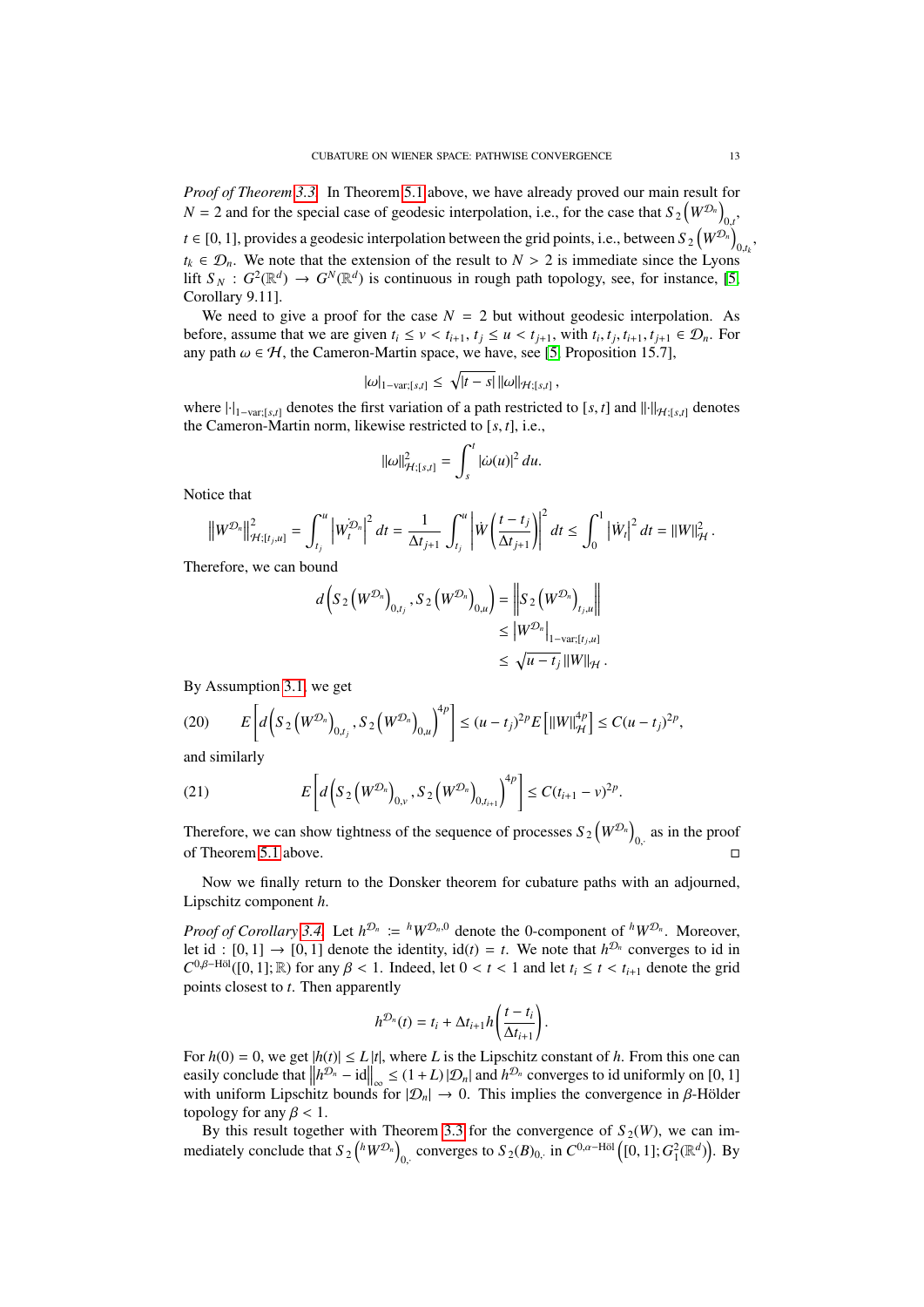*Proof of Theorem 3.3.* In Theorem 5.1 above, we have already proved our main result for $N = 2$ and for the special case of geodesic interpolation, i.e., for the case that $S_2\left(W^{\mathcal{D}_n}\right)_{0,t}$, $t \in [0,1]$, provides a geodesic interpolation between the grid points, i.e., between $S_2\left(W^{\mathcal{D}_n}\right)_{0,t_k}$, $t_k \in \mathcal{D}_n$. We note that the extension of the result to $N > 2$ is immediate since the Lyons lift $S_N : G^2(\mathbb{R}^d) \to G^N(\mathbb{R}^d)$ is continuous in rough path topology, see, for instance, [5, Corollary 9.11].

We need to give a proof for the case $N = 2$ but without geodesic interpolation. As before, assume that we are given $t_i \le v < t_{i+1}$, $t_j \le u < t_{j+1}$, with $t_i, t_j, t_{i+1}, t_{j+1} \in \mathcal{D}_n$. For any path $\omega \in \mathcal{H}$, the Cameron-Martin space, we have, see [5, Proposition 15.7],

$$|\omega|_{1-\text{var};[s,t]} \le \sqrt{|t-s|}\, \|\omega\|_{\mathcal{H};[s,t]},$$

where $|\cdot|_{1-\text{var};[s,t]}$ denotes the first variation of a path restricted to $[s,t]$ and $\|\cdot\|_{\mathcal{H};[s,t]}$ denotes the Cameron-Martin norm, likewise restricted to $[s,t]$, i.e.,

$$\|\omega\|^2_{\mathcal{H};[s,t]} = \int_s^t |\dot{\omega}(u)|^2\, du.$$

Notice that

$$\left\|W^{\mathcal{D}_n}\right\|^2_{\mathcal{H};[t_j,u]} = \int_{t_j}^u \left|\dot{W}^{\mathcal{D}_n}_t\right|^2 dt = \frac{1}{\Delta t_{j+1}} \int_{t_j}^u \left|\dot{W}\left(\frac{t-t_j}{\Delta t_{j+1}}\right)\right|^2 dt \le \int_0^1 \left|\dot{W}_t\right|^2 dt = \|W\|^2_{\mathcal{H}}.$$

Therefore, we can bound

$$\begin{aligned}
d\left(S_2\left(W^{\mathcal{D}_n}\right)_{0,t_j}, S_2\left(W^{\mathcal{D}_n}\right)_{0,u}\right) &= \left\|S_2\left(W^{\mathcal{D}_n}\right)_{t_j,u}\right\| \\
&\le \left|W^{\mathcal{D}_n}\right|_{1-\text{var};[t_j,u]} \\
&\le \sqrt{u-t_j}\, \|W\|_{\mathcal{H}}.
\end{aligned}$$

By Assumption 3.1, we get

$$E\left[d\left(S_2\left(W^{\mathcal{D}_n}\right)_{0,t_j}, S_2\left(W^{\mathcal{D}_n}\right)_{0,u}\right)^{4p}\right] \le (u-t_j)^{2p} E\left[\|W\|^{4p}_{\mathcal{H}}\right] \le C(u-t_j)^{2p}, \tag{20}$$

and similarly

$$E\left[d\left(S_2\left(W^{\mathcal{D}_n}\right)_{0,v}, S_2\left(W^{\mathcal{D}_n}\right)_{0,t_{i+1}}\right)^{4p}\right] \le C(t_{i+1}-v)^{2p}. \tag{21}$$

Therefore, we can show tightness of the sequence of processes $S_2\left(W^{\mathcal{D}_n}\right)_{0,\cdot}$ as in the proof of Theorem 5.1 above. □

Now we finally return to the Donsker theorem for cubature paths with an adjourned, Lipschitz component $h$.

*Proof of Corollary 3.4.* Let $h^{\mathcal{D}_n} := {}^hW^{\mathcal{D}_n,0}$ denote the 0-component of ${}^hW^{\mathcal{D}_n}$. Moreover, let $\text{id} : [0,1] \to [0,1]$ denote the identity, $\text{id}(t) = t$. We note that $h^{\mathcal{D}_n}$ converges to id in $C^{0,\beta-\text{Höl}}([0,1];\mathbb{R})$ for any $\beta < 1$. Indeed, let $0 < t < 1$ and let $t_i \le t < t_{i+1}$ denote the grid points closest to $t$. Then apparently

$$h^{\mathcal{D}_n}(t) = t_i + \Delta t_{i+1} h\left(\frac{t-t_i}{\Delta t_{i+1}}\right).$$

For $h(0) = 0$, we get $|h(t)| \le L|t|$, where $L$ is the Lipschitz constant of $h$. From this one can easily conclude that $\left\|h^{\mathcal{D}_n} - \text{id}\right\|_\infty \le (1+L)|\mathcal{D}_n|$ and $h^{\mathcal{D}_n}$ converges to id uniformly on $[0,1]$ with uniform Lipschitz bounds for $|\mathcal{D}_n| \to 0$. This implies the convergence in $\beta$-Hölder topology for any $\beta < 1$.

By this result together with Theorem 3.3 for the convergence of $S_2(W)$, we can immediately conclude that $S_2\left({}^hW^{\mathcal{D}_n}\right)_{0,\cdot}$ converges to $S_2(B)_{0,\cdot}$ in $C^{0,\alpha-\text{Höl}}\left([0,1];G^2_1(\mathbb{R}^d)\right)$. By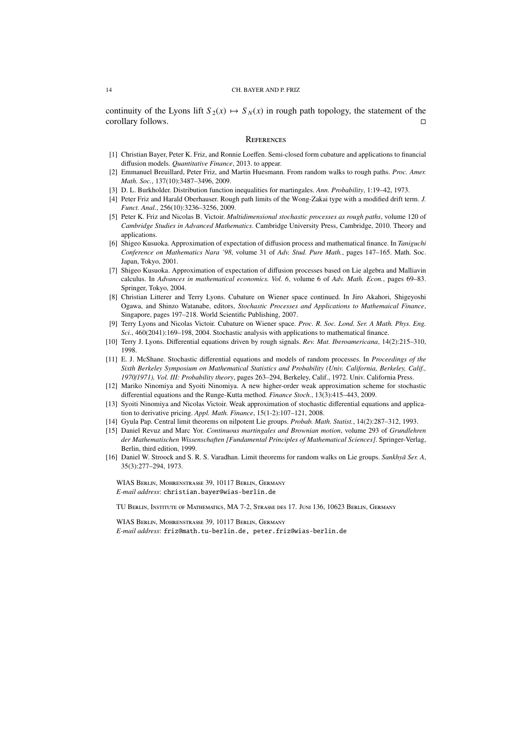continuity of the Lyons lift $S_2(x) \mapsto S_N(x)$ in rough path topology, the statement of the corollary follows. □

## References

[1] Christian Bayer, Peter K. Friz, and Ronnie Loeffen. Semi-closed form cubature and applications to financial diffusion models. *Quantitative Finance*, 2013. to appear.

[2] Emmanuel Breuillard, Peter Friz, and Martin Huesmann. From random walks to rough paths. *Proc. Amer. Math. Soc.*, 137(10):3487–3496, 2009.

[3] D. L. Burkholder. Distribution function inequalities for martingales. *Ann. Probability*, 1:19–42, 1973.

[4] Peter Friz and Harald Oberhauser. Rough path limits of the Wong-Zakai type with a modified drift term. *J. Funct. Anal.*, 256(10):3236–3256, 2009.

[5] Peter K. Friz and Nicolas B. Victoir. *Multidimensional stochastic processes as rough paths*, volume 120 of *Cambridge Studies in Advanced Mathematics*. Cambridge University Press, Cambridge, 2010. Theory and applications.

[6] Shigeo Kusuoka. Approximation of expectation of diffusion process and mathematical finance. In *Taniguchi Conference on Mathematics Nara '98*, volume 31 of *Adv. Stud. Pure Math.*, pages 147–165. Math. Soc. Japan, Tokyo, 2001.

[7] Shigeo Kusuoka. Approximation of expectation of diffusion processes based on Lie algebra and Malliavin calculus. In *Advances in mathematical economics. Vol. 6*, volume 6 of *Adv. Math. Econ.*, pages 69–83. Springer, Tokyo, 2004.

[8] Christian Litterer and Terry Lyons. Cubature on Wiener space continued. In Jiro Akahori, Shigeyoshi Ogawa, and Shinzo Watanabe, editors, *Stochastic Processes and Applications to Mathemaical Finance*, Singapore, pages 197–218. World Scientific Publishing, 2007.

[9] Terry Lyons and Nicolas Victoir. Cubature on Wiener space. *Proc. R. Soc. Lond. Ser. A Math. Phys. Eng. Sci.*, 460(2041):169–198, 2004. Stochastic analysis with applications to mathematical finance.

[10] Terry J. Lyons. Differential equations driven by rough signals. *Rev. Mat. Iberoamericana*, 14(2):215–310, 1998.

[11] E. J. McShane. Stochastic differential equations and models of random processes. In *Proceedings of the Sixth Berkeley Symposium on Mathematical Statistics and Probability (Univ. California, Berkeley, Calif., 1970/1971), Vol. III: Probability theory*, pages 263–294, Berkeley, Calif., 1972. Univ. California Press.

[12] Mariko Ninomiya and Syoiti Ninomiya. A new higher-order weak approximation scheme for stochastic differential equations and the Runge-Kutta method. *Finance Stoch.*, 13(3):415–443, 2009.

[13] Syoiti Ninomiya and Nicolas Victoir. Weak approximation of stochastic differential equations and application to derivative pricing. *Appl. Math. Finance*, 15(1-2):107–121, 2008.

[14] Gyula Pap. Central limit theorems on nilpotent Lie groups. *Probab. Math. Statist.*, 14(2):287–312, 1993.

[15] Daniel Revuz and Marc Yor. *Continuous martingales and Brownian motion*, volume 293 of *Grundlehren der Mathematischen Wissenschaften [Fundamental Principles of Mathematical Sciences]*. Springer-Verlag, Berlin, third edition, 1999.

[16] Daniel W. Stroock and S. R. S. Varadhan. Limit theorems for random walks on Lie groups. *Sankhyā Ser. A*, 35(3):277–294, 1973.

WIAS Berlin, Mohrenstrasse 39, 10117 Berlin, Germany
*E-mail address*: christian.bayer@wias-berlin.de

TU Berlin, Institute of Mathematics, MA 7-2, Strasse des 17. Juni 136, 10623 Berlin, Germany

WIAS Berlin, Mohrenstrasse 39, 10117 Berlin, Germany
*E-mail address*: friz@math.tu-berlin.de, peter.friz@wias-berlin.de